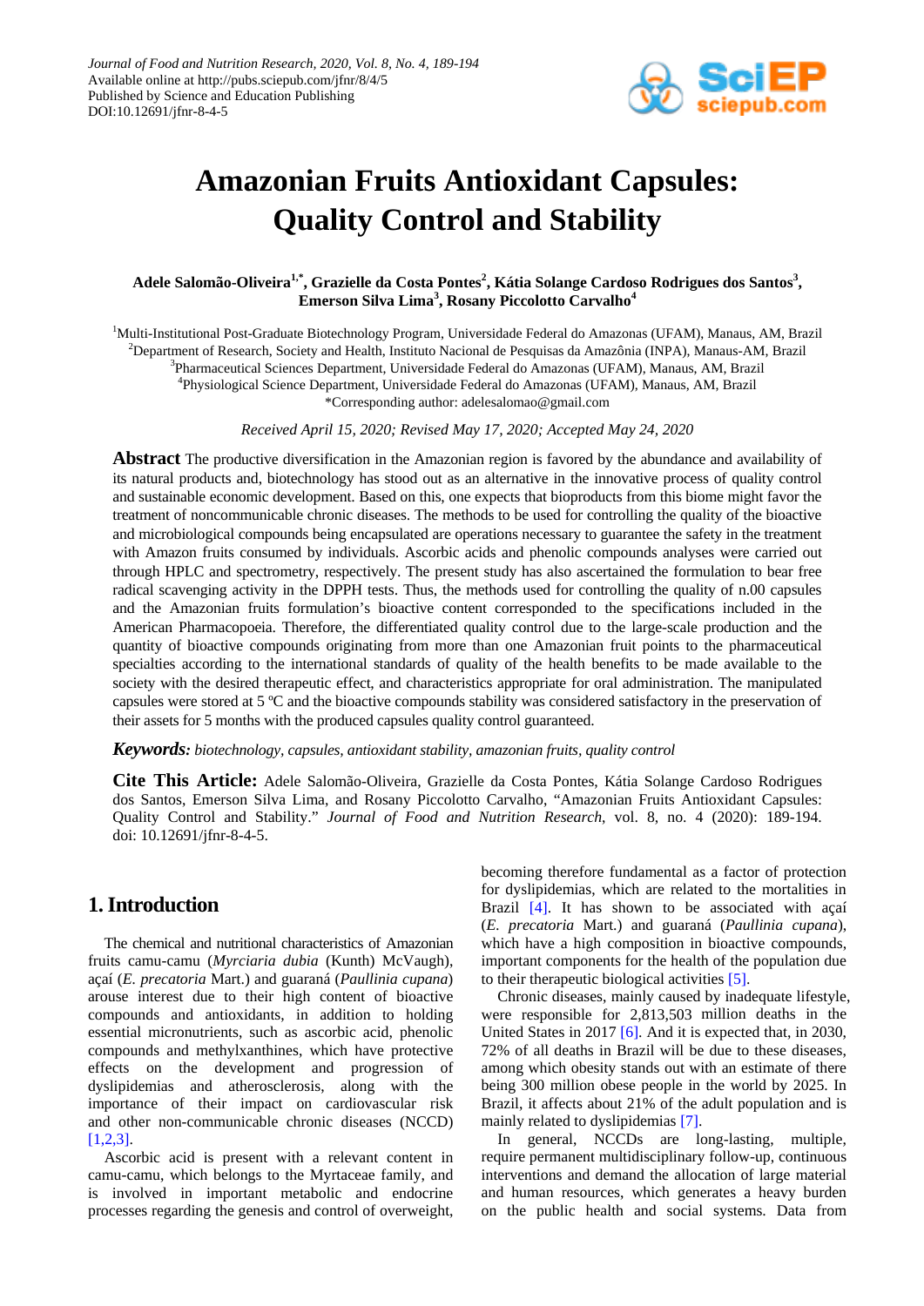# Amazonian Fruits Antioxidant Capsules: Quality Control and Stability

**Adele Salomão-Oliveira[1,*], Grazielle da Costa Pontes[2], Kátia Solange Cardoso Rodrigues dos Santos[3], Emerson Silva Lima[3], Rosany Piccolotto Carvalho[4]**

[1]Multi-Institutional Post-Graduate Biotechnology Program, Universidade Federal do Amazonas (UFAM), Manaus, AM, Brazil
[2]Department of Research, Society and Health, Instituto Nacional de Pesquisas da Amazônia (INPA), Manaus-AM, Brazil
[3]Pharmaceutical Sciences Department, Universidade Federal do Amazonas (UFAM), Manaus, AM, Brazil
[4]Physiological Science Department, Universidade Federal do Amazonas (UFAM), Manaus, AM, Brazil
*Corresponding author: adelesalomao@gmail.com

*Received April 15, 2020; Revised May 17, 2020; Accepted May 24, 2020*

**Abstract** The productive diversification in the Amazonian region is favored by the abundance and availability of its natural products and, biotechnology has stood out as an alternative in the innovative process of quality control and sustainable economic development. Based on this, one expects that bioproducts from this biome might favor the treatment of noncommunicable chronic diseases. The methods to be used for controlling the quality of the bioactive and microbiological compounds being encapsulated are operations necessary to guarantee the safety in the treatment with Amazon fruits consumed by individuals. Ascorbic acids and phenolic compounds analyses were carried out through HPLC and spectrometry, respectively. The present study has also ascertained the formulation to bear free radical scavenging activity in the DPPH tests. Thus, the methods used for controlling the quality of n.00 capsules and the Amazonian fruits formulation's bioactive content corresponded to the specifications included in the American Pharmacopoeia. Therefore, the differentiated quality control due to the large-scale production and the quantity of bioactive compounds originating from more than one Amazonian fruit points to the pharmaceutical specialties according to the international standards of quality of the health benefits to be made available to the society with the desired therapeutic effect, and characteristics appropriate for oral administration. The manipulated capsules were stored at 5 ºC and the bioactive compounds stability was considered satisfactory in the preservation of their assets for 5 months with the produced capsules quality control guaranteed.

***Keywords:*** *biotechnology, capsules, antioxidant stability, amazonian fruits, quality control*

**Cite This Article:** Adele Salomão-Oliveira, Grazielle da Costa Pontes, Kátia Solange Cardoso Rodrigues dos Santos, Emerson Silva Lima, and Rosany Piccolotto Carvalho, "Amazonian Fruits Antioxidant Capsules: Quality Control and Stability." *Journal of Food and Nutrition Research*, vol. 8, no. 4 (2020): 189-194. doi: 10.12691/jfnr-8-4-5.

## 1. Introduction

The chemical and nutritional characteristics of Amazonian fruits camu-camu (*Myrciaria dubia* (Kunth) McVaugh), açaí (*E. precatoria* Mart.) and guaraná (*Paullinia cupana*) arouse interest due to their high content of bioactive compounds and antioxidants, in addition to holding essential micronutrients, such as ascorbic acid, phenolic compounds and methylxanthines, which have protective effects on the development and progression of dyslipidemias and atherosclerosis, along with the importance of their impact on cardiovascular risk and other non-communicable chronic diseases (NCCD) [1,2,3].

Ascorbic acid is present with a relevant content in camu-camu, which belongs to the Myrtaceae family, and is involved in important metabolic and endocrine processes regarding the genesis and control of overweight, becoming therefore fundamental as a factor of protection for dyslipidemias, which are related to the mortalities in Brazil [4]. It has shown to be associated with açaí (*E. precatoria* Mart.) and guaraná (*Paullinia cupana*), which have a high composition in bioactive compounds, important components for the health of the population due to their therapeutic biological activities [5].

Chronic diseases, mainly caused by inadequate lifestyle, were responsible for 2,813,503 million deaths in the United States in 2017 [6]. And it is expected that, in 2030, 72% of all deaths in Brazil will be due to these diseases, among which obesity stands out with an estimate of there being 300 million obese people in the world by 2025. In Brazil, it affects about 21% of the adult population and is mainly related to dyslipidemias [7].

In general, NCCDs are long-lasting, multiple, require permanent multidisciplinary follow-up, continuous interventions and demand the allocation of large material and human resources, which generates a heavy burden on the public health and social systems. Data from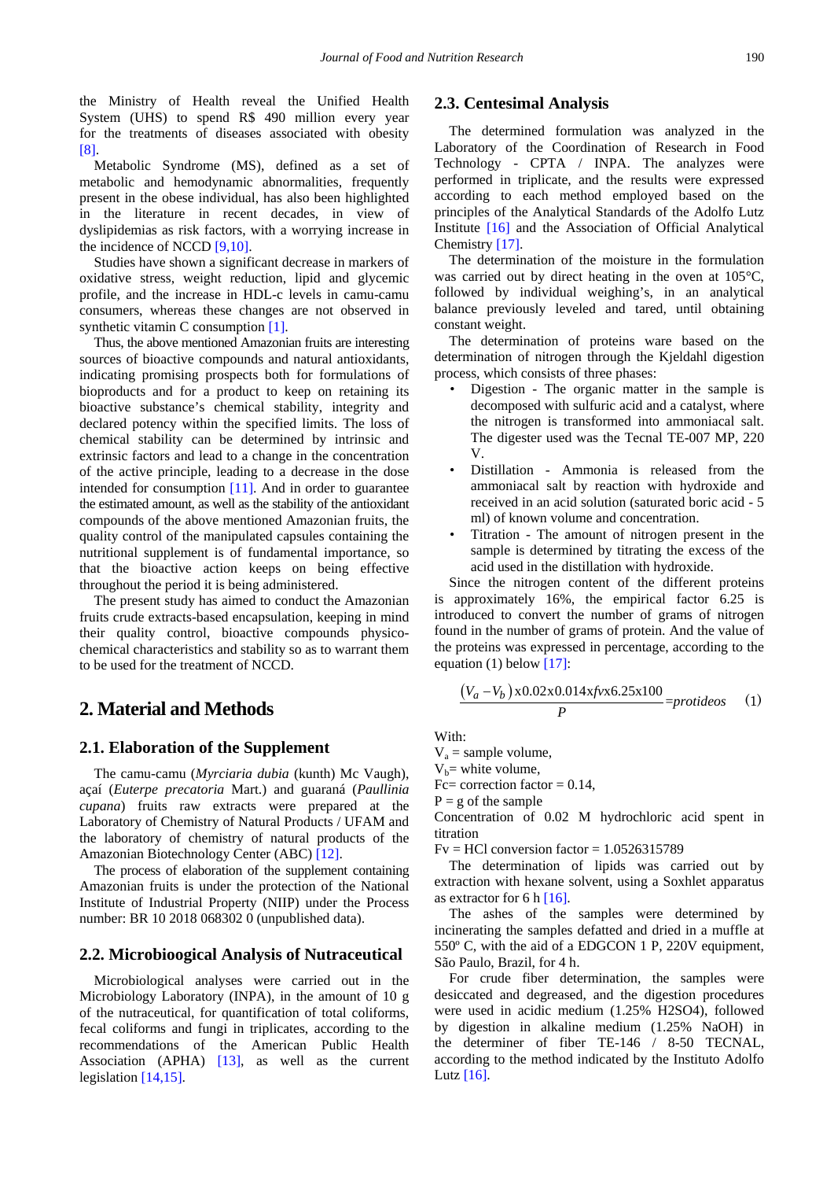the Ministry of Health reveal the Unified Health System (UHS) to spend R$ 490 million every year for the treatments of diseases associated with obesity [8].

Metabolic Syndrome (MS), defined as a set of metabolic and hemodynamic abnormalities, frequently present in the obese individual, has also been highlighted in the literature in recent decades, in view of dyslipidemias as risk factors, with a worrying increase in the incidence of NCCD [9,10].

Studies have shown a significant decrease in markers of oxidative stress, weight reduction, lipid and glycemic profile, and the increase in HDL-c levels in camu-camu consumers, whereas these changes are not observed in synthetic vitamin C consumption [1].

Thus, the above mentioned Amazonian fruits are interesting sources of bioactive compounds and natural antioxidants, indicating promising prospects both for formulations of bioproducts and for a product to keep on retaining its bioactive substance's chemical stability, integrity and declared potency within the specified limits. The loss of chemical stability can be determined by intrinsic and extrinsic factors and lead to a change in the concentration of the active principle, leading to a decrease in the dose intended for consumption [11]. And in order to guarantee the estimated amount, as well as the stability of the antioxidant compounds of the above mentioned Amazonian fruits, the quality control of the manipulated capsules containing the nutritional supplement is of fundamental importance, so that the bioactive action keeps on being effective throughout the period it is being administered.

The present study has aimed to conduct the Amazonian fruits crude extracts-based encapsulation, keeping in mind their quality control, bioactive compounds physico-chemical characteristics and stability so as to warrant them to be used for the treatment of NCCD.

# 2. Material and Methods

## 2.1. Elaboration of the Supplement

The camu-camu (*Myrciaria dubia* (kunth) Mc Vaugh), açaí (*Euterpe precatoria* Mart.) and guaraná (*Paullinia cupana*) fruits raw extracts were prepared at the Laboratory of Chemistry of Natural Products / UFAM and the laboratory of chemistry of natural products of the Amazonian Biotechnology Center (ABC) [12].

The process of elaboration of the supplement containing Amazonian fruits is under the protection of the National Institute of Industrial Property (NIIP) under the Process number: BR 10 2018 068302 0 (unpublished data).

## 2.2. Microbioogical Analysis of Nutraceutical

Microbiological analyses were carried out in the Microbiology Laboratory (INPA), in the amount of 10 g of the nutraceutical, for quantification of total coliforms, fecal coliforms and fungi in triplicates, according to the recommendations of the American Public Health Association (APHA) [13], as well as the current legislation [14,15].

## 2.3. Centesimal Analysis

The determined formulation was analyzed in the Laboratory of the Coordination of Research in Food Technology - CPTA / INPA. The analyzes were performed in triplicate, and the results were expressed according to each method employed based on the principles of the Analytical Standards of the Adolfo Lutz Institute [16] and the Association of Official Analytical Chemistry [17].

The determination of the moisture in the formulation was carried out by direct heating in the oven at 105°C, followed by individual weighing's, in an analytical balance previously leveled and tared, until obtaining constant weight.

The determination of proteins ware based on the determination of nitrogen through the Kjeldahl digestion process, which consists of three phases:

- Digestion - The organic matter in the sample is decomposed with sulfuric acid and a catalyst, where the nitrogen is transformed into ammoniacal salt. The digester used was the Tecnal TE-007 MP, 220 V.
- Distillation - Ammonia is released from the ammoniacal salt by reaction with hydroxide and received in an acid solution (saturated boric acid - 5 ml) of known volume and concentration.
- Titration - The amount of nitrogen present in the sample is determined by titrating the excess of the acid used in the distillation with hydroxide.

Since the nitrogen content of the different proteins is approximately 16%, the empirical factor 6.25 is introduced to convert the number of grams of nitrogen found in the number of grams of protein. And the value of the proteins was expressed in percentage, according to the equation (1) below [17]:

$$\frac{(V_a - V_b)\,\text{x}0.02\text{x}0.014\text{x}fv\text{x}6.25\text{x}100}{P} = protideos \quad (1)$$

With:
$V_a$ = sample volume,
$V_b$= white volume,
Fc= correction factor = 0.14,
P = g of the sample
Concentration of 0.02 M hydrochloric acid spent in titration
Fv = HCl conversion factor = 1.0526315789

The determination of lipids was carried out by extraction with hexane solvent, using a Soxhlet apparatus as extractor for 6 h [16].

The ashes of the samples were determined by incinerating the samples defatted and dried in a muffle at 550º C, with the aid of a EDGCON 1 P, 220V equipment, São Paulo, Brazil, for 4 h.

For crude fiber determination, the samples were desiccated and degreased, and the digestion procedures were used in acidic medium (1.25% $H_2SO_4$), followed by digestion in alkaline medium (1.25% NaOH) in the determiner of fiber TE-146 / 8-50 TECNAL, according to the method indicated by the Instituto Adolfo Lutz [16].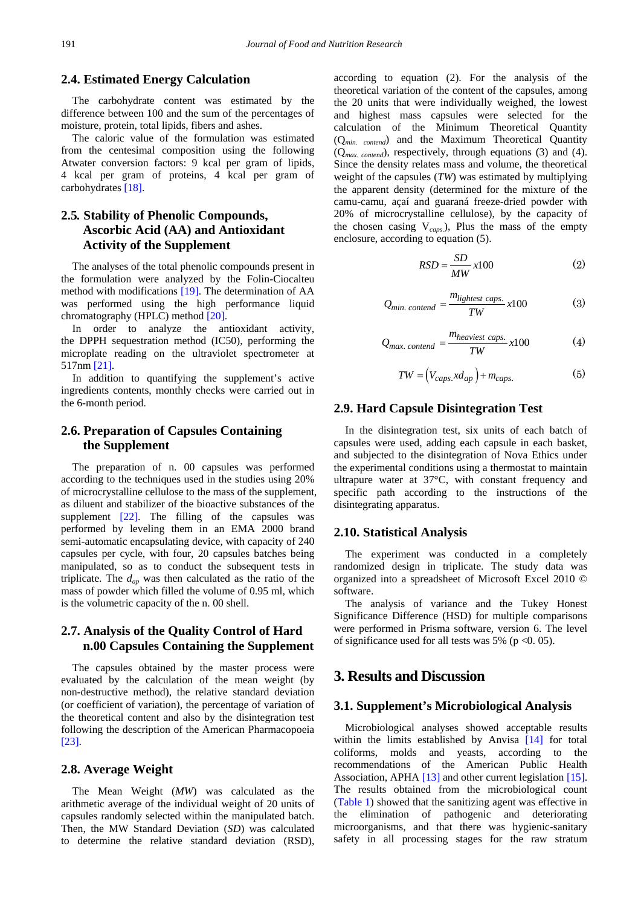## 2.4. Estimated Energy Calculation

The carbohydrate content was estimated by the difference between 100 and the sum of the percentages of moisture, protein, total lipids, fibers and ashes.

The caloric value of the formulation was estimated from the centesimal composition using the following Atwater conversion factors: 9 kcal per gram of lipids, 4 kcal per gram of proteins, 4 kcal per gram of carbohydrates [18].

## 2.5. Stability of Phenolic Compounds, Ascorbic Acid (AA) and Antioxidant Activity of the Supplement

The analyses of the total phenolic compounds present in the formulation were analyzed by the Folin-Ciocalteu method with modifications [19]. The determination of AA was performed using the high performance liquid chromatography (HPLC) method [20].

In order to analyze the antioxidant activity, the DPPH sequestration method (IC50), performing the microplate reading on the ultraviolet spectrometer at 517nm [21].

In addition to quantifying the supplement's active ingredients contents, monthly checks were carried out in the 6-month period.

## 2.6. Preparation of Capsules Containing the Supplement

The preparation of n. 00 capsules was performed according to the techniques used in the studies using 20% of microcrystalline cellulose to the mass of the supplement, as diluent and stabilizer of the bioactive substances of the supplement [22]. The filling of the capsules was performed by leveling them in an EMA 2000 brand semi-automatic encapsulating device, with capacity of 240 capsules per cycle, with four, 20 capsules batches being manipulated, so as to conduct the subsequent tests in triplicate. The $d_{ap}$ was then calculated as the ratio of the mass of powder which filled the volume of 0.95 ml, which is the volumetric capacity of the n. 00 shell.

## 2.7. Analysis of the Quality Control of Hard n.00 Capsules Containing the Supplement

The capsules obtained by the master process were evaluated by the calculation of the mean weight (by non-destructive method), the relative standard deviation (or coefficient of variation), the percentage of variation of the theoretical content and also by the disintegration test following the description of the American Pharmacopoeia [23].

## 2.8. Average Weight

The Mean Weight (*MW*) was calculated as the arithmetic average of the individual weight of 20 units of capsules randomly selected within the manipulated batch. Then, the MW Standard Deviation (*SD*) was calculated to determine the relative standard deviation (RSD), according to equation (2). For the analysis of the theoretical variation of the content of the capsules, among the 20 units that were individually weighed, the lowest and highest mass capsules were selected for the calculation of the Minimum Theoretical Quantity ($Q_{min.\ contend}$) and the Maximum Theoretical Quantity ($Q_{max.\ contend}$), respectively, through equations (3) and (4). Since the density relates mass and volume, the theoretical weight of the capsules (*TW*) was estimated by multiplying the apparent density (determined for the mixture of the camu-camu, açaí and guaraná freeze-dried powder with 20% of microcrystalline cellulose), by the capacity of the chosen casing $V_{caps.}$), Plus the mass of the empty enclosure, according to equation (5).

$$RSD = \frac{SD}{MW} x100 \quad (2)$$

$$Q_{min.\ contend} = \frac{m_{lightest\ caps.}}{TW} x100 \quad (3)$$

$$Q_{max.\ contend} = \frac{m_{heaviest\ caps.}}{TW} x100 \quad (4)$$

$$TW = \left(V_{caps.} x d_{ap}\right) + m_{caps.} \quad (5)$$

## 2.9. Hard Capsule Disintegration Test

In the disintegration test, six units of each batch of capsules were used, adding each capsule in each basket, and subjected to the disintegration of Nova Ethics under the experimental conditions using a thermostat to maintain ultrapure water at 37°C, with constant frequency and specific path according to the instructions of the disintegrating apparatus.

## 2.10. Statistical Analysis

The experiment was conducted in a completely randomized design in triplicate. The study data was organized into a spreadsheet of Microsoft Excel 2010 © software.

The analysis of variance and the Tukey Honest Significance Difference (HSD) for multiple comparisons were performed in Prisma software, version 6. The level of significance used for all tests was 5% ($p < 0.05$).

# 3. Results and Discussion

## 3.1. Supplement's Microbiological Analysis

Microbiological analyses showed acceptable results within the limits established by Anvisa [14] for total coliforms, molds and yeasts, according to the recommendations of the American Public Health Association, APHA [13] and other current legislation [15]. The results obtained from the microbiological count (Table 1) showed that the sanitizing agent was effective in the elimination of pathogenic and deteriorating microorganisms, and that there was hygienic-sanitary safety in all processing stages for the raw stratum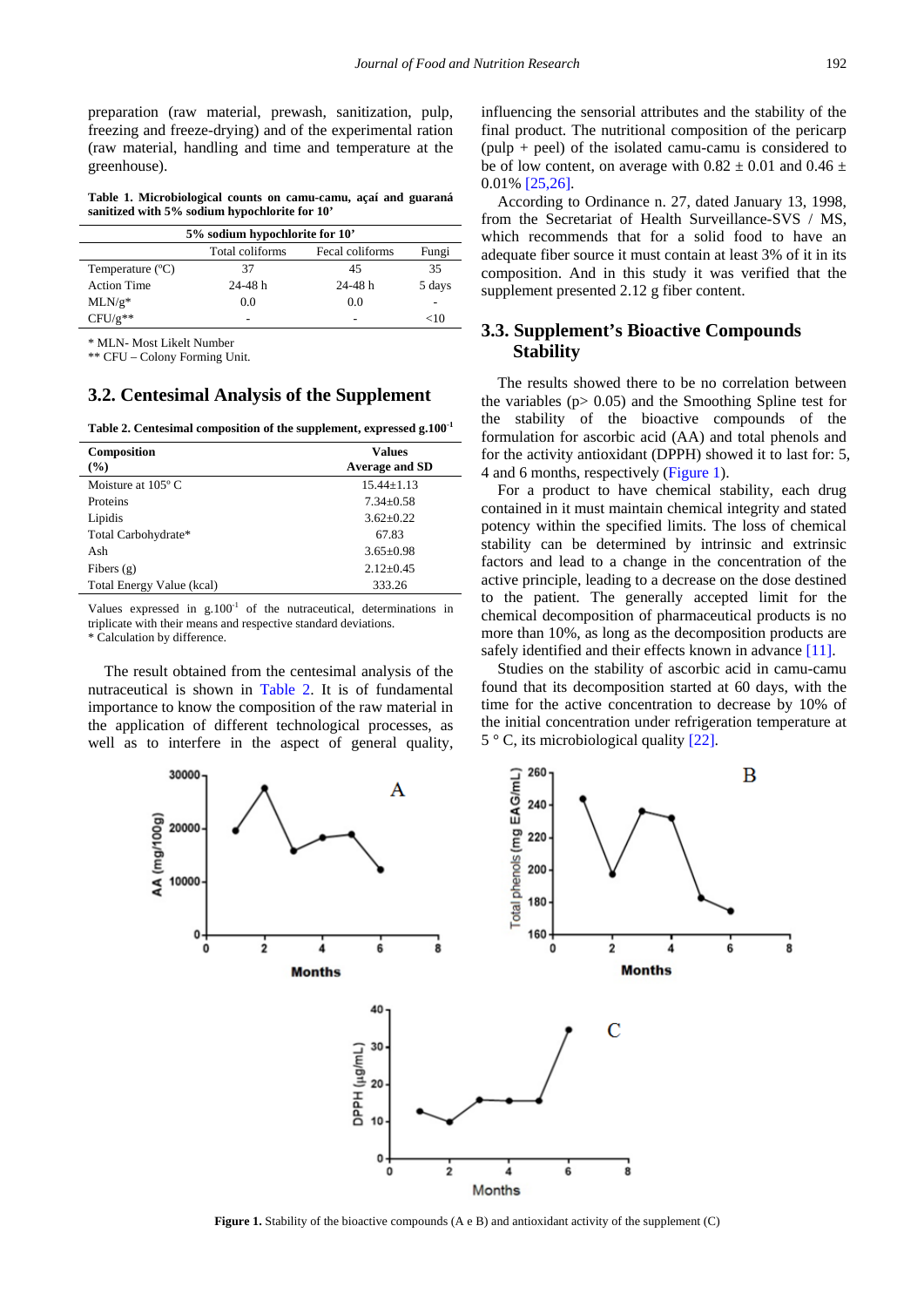preparation (raw material, prewash, sanitization, pulp, freezing and freeze-drying) and of the experimental ration (raw material, handling and time and temperature at the greenhouse).

**Table 1. Microbiological counts on camu-camu, açaí and guaraná sanitized with 5% sodium hypochlorite for 10'**

| 5% sodium hypochlorite for 10' | | | |
|---|---|---|---|
| | Total coliforms | Fecal coliforms | Fungi |
| Temperature (ºC) | 37 | 45 | 35 |
| Action Time | 24-48 h | 24-48 h | 5 days |
| MLN/g* | 0.0 | 0.0 | - |
| CFU/g** | - | - | <10 |

\* MLN- Most Likelt Number
\*\* CFU – Colony Forming Unit.

## 3.2. Centesimal Analysis of the Supplement

**Table 2. Centesimal composition of the supplement, expressed g.100$^{-1}$**

| Composition (%) | Values Average and SD |
|---|---|
| Moisture at 105º C | 15.44±1.13 |
| Proteins | 7.34±0.58 |
| Lipidis | 3.62±0.22 |
| Total Carbohydrate* | 67.83 |
| Ash | 3.65±0.98 |
| Fibers (g) | 2.12±0.45 |
| Total Energy Value (kcal) | 333.26 |

Values expressed in g.100$^{-1}$ of the nutraceutical, determinations in triplicate with their means and respective standard deviations.
\* Calculation by difference.

The result obtained from the centesimal analysis of the nutraceutical is shown in Table 2. It is of fundamental importance to know the composition of the raw material in the application of different technological processes, as well as to interfere in the aspect of general quality, influencing the sensorial attributes and the stability of the final product. The nutritional composition of the pericarp (pulp + peel) of the isolated camu-camu is considered to be of low content, on average with 0.82 ± 0.01 and 0.46 ± 0.01% [25,26].

According to Ordinance n. 27, dated January 13, 1998, from the Secretariat of Health Surveillance-SVS / MS, which recommends that for a solid food to have an adequate fiber source it must contain at least 3% of it in its composition. And in this study it was verified that the supplement presented 2.12 g fiber content.

## 3.3. Supplement's Bioactive Compounds Stability

The results showed there to be no correlation between the variables ($p > 0.05$) and the Smoothing Spline test for the stability of the bioactive compounds of the formulation for ascorbic acid (AA) and total phenols and for the activity antioxidant (DPPH) showed it to last for: 5, 4 and 6 months, respectively (Figure 1).

For a product to have chemical stability, each drug contained in it must maintain chemical integrity and stated potency within the specified limits. The loss of chemical stability can be determined by intrinsic and extrinsic factors and lead to a change in the concentration of the active principle, leading to a decrease on the dose destined to the patient. The generally accepted limit for the chemical decomposition of pharmaceutical products is no more than 10%, as long as the decomposition products are safely identified and their effects known in advance [11].

Studies on the stability of ascorbic acid in camu-camu found that its decomposition started at 60 days, with the time for the active concentration to decrease by 10% of the initial concentration under refrigeration temperature at 5 ° C, its microbiological quality [22].

**Figure 1.** Stability of the bioactive compounds (A e B) and antioxidant activity of the supplement (C)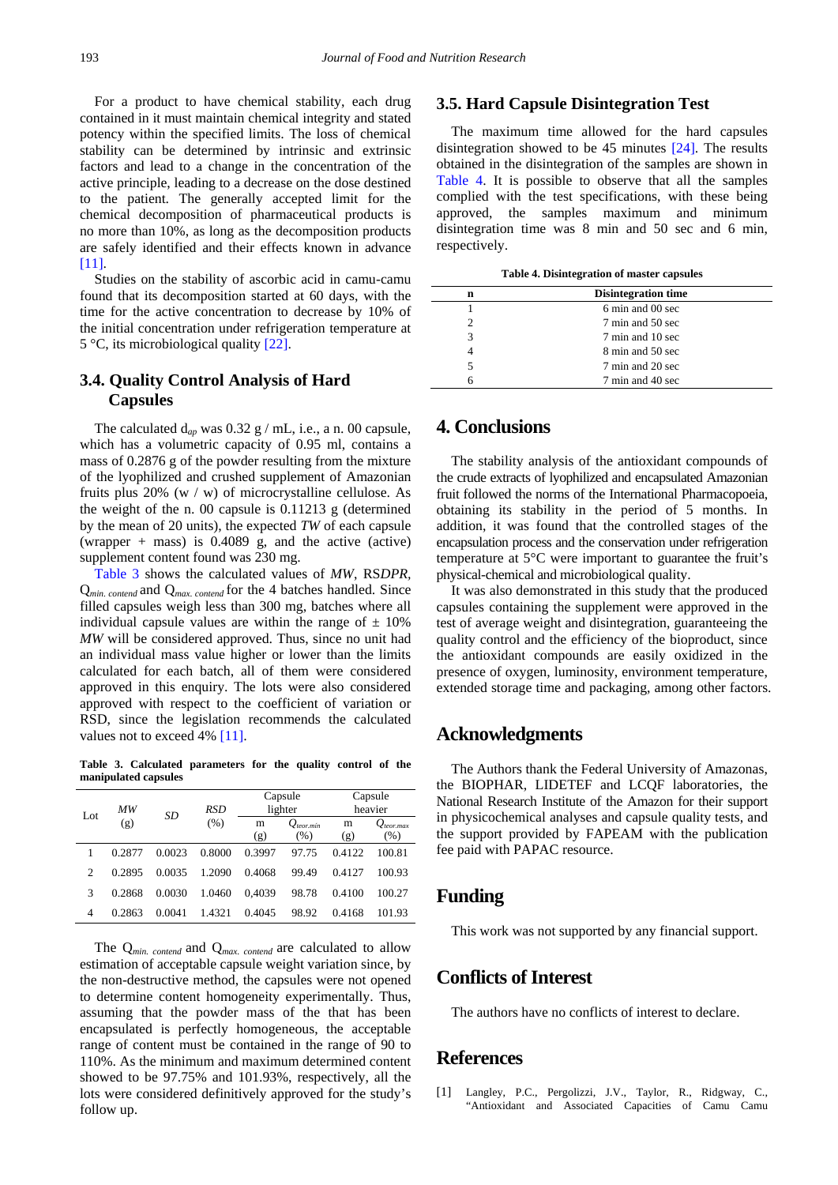For a product to have chemical stability, each drug contained in it must maintain chemical integrity and stated potency within the specified limits. The loss of chemical stability can be determined by intrinsic and extrinsic factors and lead to a change in the concentration of the active principle, leading to a decrease on the dose destined to the patient. The generally accepted limit for the chemical decomposition of pharmaceutical products is no more than 10%, as long as the decomposition products are safely identified and their effects known in advance [11].

Studies on the stability of ascorbic acid in camu-camu found that its decomposition started at 60 days, with the time for the active concentration to decrease by 10% of the initial concentration under refrigeration temperature at 5 °C, its microbiological quality [22].

## 3.4. Quality Control Analysis of Hard Capsules

The calculated $d_{ap}$ was 0.32 g / mL, i.e., a n. 00 capsule, which has a volumetric capacity of 0.95 ml, contains a mass of 0.2876 g of the powder resulting from the mixture of the lyophilized and crushed supplement of Amazonian fruits plus 20% (w / w) of microcrystalline cellulose. As the weight of the n. 00 capsule is 0.11213 g (determined by the mean of 20 units), the expected *TW* of each capsule (wrapper + mass) is 0.4089 g, and the active (active) supplement content found was 230 mg.

Table 3 shows the calculated values of *MW*, RS*DPR*, $Q_{min.\ contend}$ and $Q_{max.\ contend}$ for the 4 batches handled. Since filled capsules weigh less than 300 mg, batches where all individual capsule values are within the range of ± 10% *MW* will be considered approved. Thus, since no unit had an individual mass value higher or lower than the limits calculated for each batch, all of them were considered approved in this enquiry. The lots were also considered approved with respect to the coefficient of variation or RSD, since the legislation recommends the calculated values not to exceed 4% [11].

**Table 3. Calculated parameters for the quality control of the manipulated capsules**

| Lot | *MW* (g) | *SD* | *RSD* (%) | Capsule lighter | | Capsule heavier | |
|---|---|---|---|---|---|---|---|
| | | | | m (g) | $Q_{teor.min}$ (%) | m (g) | $Q_{teor.max}$ (%) |
| 1 | 0.2877 | 0.0023 | 0.8000 | 0.3997 | 97.75 | 0.4122 | 100.81 |
| 2 | 0.2895 | 0.0035 | 1.2090 | 0.4068 | 99.49 | 0.4127 | 100.93 |
| 3 | 0.2868 | 0.0030 | 1.0460 | 0,4039 | 98.78 | 0.4100 | 100.27 |
| 4 | 0.2863 | 0.0041 | 1.4321 | 0.4045 | 98.92 | 0.4168 | 101.93 |

The $Q_{min.\ contend}$ and $Q_{max.\ contend}$ are calculated to allow estimation of acceptable capsule weight variation since, by the non-destructive method, the capsules were not opened to determine content homogeneity experimentally. Thus, assuming that the powder mass of the that has been encapsulated is perfectly homogeneous, the acceptable range of content must be contained in the range of 90 to 110%. As the minimum and maximum determined content showed to be 97.75% and 101.93%, respectively, all the lots were considered definitively approved for the study's follow up.

## 3.5. Hard Capsule Disintegration Test

The maximum time allowed for the hard capsules disintegration showed to be 45 minutes [24]. The results obtained in the disintegration of the samples are shown in Table 4. It is possible to observe that all the samples complied with the test specifications, with these being approved, the samples maximum and minimum disintegration time was 8 min and 50 sec and 6 min, respectively.

**Table 4. Disintegration of master capsules**

| n | Disintegration time |
|---|---|
| 1 | 6 min and 00 sec |
| 2 | 7 min and 50 sec |
| 3 | 7 min and 10 sec |
| 4 | 8 min and 50 sec |
| 5 | 7 min and 20 sec |
| 6 | 7 min and 40 sec |

# 4. Conclusions

The stability analysis of the antioxidant compounds of the crude extracts of lyophilized and encapsulated Amazonian fruit followed the norms of the International Pharmacopoeia, obtaining its stability in the period of 5 months. In addition, it was found that the controlled stages of the encapsulation process and the conservation under refrigeration temperature at 5°C were important to guarantee the fruit's physical-chemical and microbiological quality.

It was also demonstrated in this study that the produced capsules containing the supplement were approved in the test of average weight and disintegration, guaranteeing the quality control and the efficiency of the bioproduct, since the antioxidant compounds are easily oxidized in the presence of oxygen, luminosity, environment temperature, extended storage time and packaging, among other factors.

# Acknowledgments

The Authors thank the Federal University of Amazonas, the BIOPHAR, LIDETEF and LCQF laboratories, the National Research Institute of the Amazon for their support in physicochemical analyses and capsule quality tests, and the support provided by FAPEAM with the publication fee paid with PAPAC resource.

# Funding

This work was not supported by any financial support.

# Conflicts of Interest

The authors have no conflicts of interest to declare.

# References

[1] Langley, P.C., Pergolizzi, J.V., Taylor, R., Ridgway, C., "Antioxidant and Associated Capacities of Camu Camu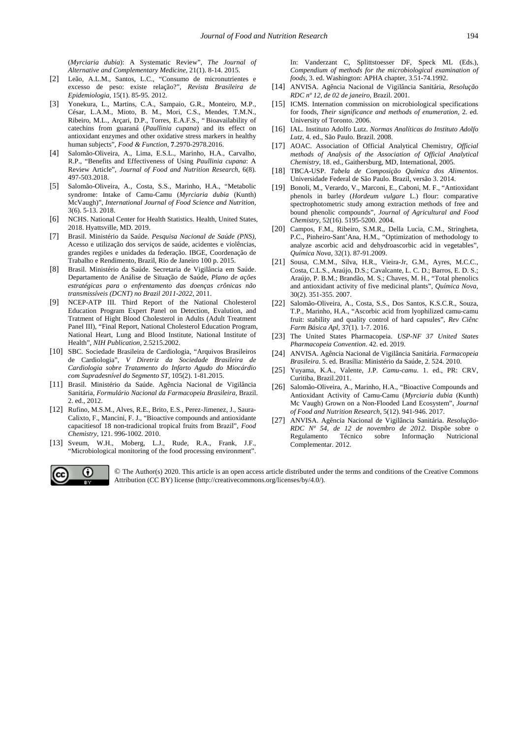(*Myrciaria dubia*): A Systematic Review", *The Journal of Alternative and Complementary Medicine*, 21(1). 8-14. 2015.

[2] Leão, A.L.M., Santos, L.C., "Consumo de micronutrientes e excesso de peso: existe relação?", *Revista Brasileira de Epidemiologia*, 15(1). 85-95. 2012.

[3] Yonekura, L., Martins, C.A., Sampaio, G.R., Monteiro, M.P., César, L.A.M., Mioto, B. M., Mori, C.S., Mendes, T.M.N., Ribeiro, M.L., Arçari, D.P., Torres, E.A.F.S., " Bioavailability of catechins from guaraná (*Paullinia cupana*) and its effect on antioxidant enzymes and other oxidative stress markers in healthy human subjects", *Food & Function*, **7**.2970-2978.2016.

[4] Salomão-Oliveira, A., Lima, E.S.L., Marinho, H.A., Carvalho, R.P., "Benefits and Effectiveness of Using *Paullinia cupana*: A Review Article", *Journal of Food and Nutrition Research*, 6(8). 497-503.2018.

[5] Salomão-Oliveira, A., Costa, S.S., Marinho, H.A., "Metabolic syndrome: Intake of Camu-Camu (*Myrciaria dubia* (Kunth) McVaugh)", *International Journal of Food Science and Nutrition*, 3(6). 5-13. 2018.

[6] NCHS. National Center for Health Statistics. Health, United States, 2018. Hyattsville, MD. 2019.

[7] Brasil. Ministério da Saúde. *Pesquisa Nacional de Saúde (PNS)*, Acesso e utilização dos serviços de saúde, acidentes e violências, grandes regiões e unidades da federação. IBGE, Coordenação de Trabalho e Rendimento, Brazil, Rio de Janeiro 100 p. 2015.

[8] Brasil. Ministério da Saúde. Secretaria de Vigilância em Saúde. Departamento de Análise de Situação de Saúde, *Plano de ações estratégicas para o enfrentamento das doenças crônicas não transmissíveis (DCNT) no Brazil 2011-2022*, 2011.

[9] NCEP-ATP III. Third Report of the National Cholesterol Education Program Expert Panel on Detection, Evalution, and Tratment of Hight Blood Cholesterol in Adults (Adult Treatment Panel III), "Final Report, National Cholesterol Education Program, National Heart, Lung and Blood Institute, National Institute of Health", *NIH Publication*, 2.5215.2002.

[10] SBC. Sociedade Brasileira de Cardiologia, "Arquivos Brasileiros de Cardiologia", *V Diretriz da Sociedade Brasileira de Cardiologia sobre Tratamento do Infarto Agudo do Miocárdio com Supradesnível do Segmento ST*, 105(2). 1-81.2015.

[11] Brasil. Ministério da Saúde. Agência Nacional de Vigilância Sanitária, *Formulário Nacional da Farmacopeia Brasileira*, Brazil. 2. ed., 2012.

[12] Rufino, M.S.M., Alves, R.E., Brito, E.S., Perez-Jimenez, J., Saura-Calixto, F., Mancini, F. J., "Bioactive compounds and antioxidante capacitiesof 18 non-tradicional tropical fruits from Brazil", *Food Chemistry*, 121. 996-1002. 2010.

[13] Sveum, W.H., Moberg, L.J., Rude, R.A., Frank, J.F., "Microbiological monitoring of the food processing environment". In: Vanderzant C, Splittstoesser DF, Speck ML (Eds.), *Compendium of methods for the microbiological examination of foods*, 3. ed. Washington: APHA chapter, 3.51-74.1992.

[14] ANVISA. Agência Nacional de Vigilância Sanitária, *Resolução RDC nº 12, de 02 de janeiro*, Brazil. 2001.

[15] ICMS. Internation commission on microbiological specifications for foods, *Their significance and methods of enumeration*, 2. ed. University of Toronto. 2006.

[16] IAL. Instituto Adolfo Lutz. *Normas Analíticas do Instituto Adolfo Lutz*, 4. ed., São Paulo. Brazil. 2008.

[17] AOAC. Association of Official Analytical Chemistry, *Official methods of Analysis of the Association of Official Analytical Chemistry*, 18. ed., Gaithersburg, MD, International, 2005.

[18] TBCA-USP. *Tabela de Composição Química dos Alimentos*. Universidade Federal de São Paulo. Brazil, versão 3. 2014.

[19] Bonoli, M., Verardo, V., Marconi, E., Caboni, M. F., "Antioxidant phenols in barley (*Hordeum vulgare* L.) flour: comparative spectrophotometric study among extraction methods of free and bound phenolic compounds", *Journal of Agricultural and Food Chemistry*, 52(16). 5195-5200. 2004.

[20] Campos, F.M., Ribeiro, S.M.R., Della Lucia, C.M., Stringheta, P.C., Pinheiro-Sant'Ana, H.M., "Optimization of methodology to analyze ascorbic acid and dehydroascorbic acid in vegetables", *Química Nova*, 32(1). 87-91.2009.

[21] Sousa, C.M.M., Silva, H.R., Vieira-Jr, G.M., Ayres, M.C.C., Costa, C.L.S., Araújo, D.S.; Cavalcante, L. C. D.; Barros, E. D. S.; Araújo, P. B.M.; Brandão, M. S.; Chaves, M. H., "Total phenolics and antioxidant activity of five medicinal plants", *Química Nova*, 30(2). 351-355. 2007.

[22] Salomão-Oliveira, A., Costa, S.S., Dos Santos, K.S.C.R., Souza, T.P., Marinho, H.A., "Ascorbic acid from lyophilized camu-camu fruit: stability and quality control of hard capsules", *Rev Ciênc Farm Básica Apl*, 37(1). 1-7. 2016.

[23] The United States Pharmacopeia. *USP-NF 37 United States Pharmacopeia Convention*. 42. ed. 2019.

[24] ANVISA. Agência Nacional de Vigilância Sanitária. *Farmacopeia Brasileira*. 5. ed. Brasília: Ministério da Saúde, 2. 524. 2010.

[25] Yuyama, K.A., Valente, J.P. *Camu-camu*. 1. ed., PR: CRV, Curitiba, Brazil.2011.

[26] Salomão-Oliveira, A., Marinho, H.A., "Bioactive Compounds and Antioxidant Activity of Camu-Camu (*Myrciaria dubia* (Kunth) Mc Vaugh) Grown on a Non-Flooded Land Ecosystem", *Journal of Food and Nutrition Research*, 5(12). 941-946. 2017.

[27] ANVISA. Agência Nacional de Vigilância Sanitária. *Resolução-RDC Nº 54, de 12 de novembro de 2012*. Dispõe sobre o Regulamento Técnico sobre Informação Nutricional Complementar. 2012.

© The Author(s) 2020. This article is an open access article distributed under the terms and conditions of the Creative Commons Attribution (CC BY) license (http://creativecommons.org/licenses/by/4.0/).